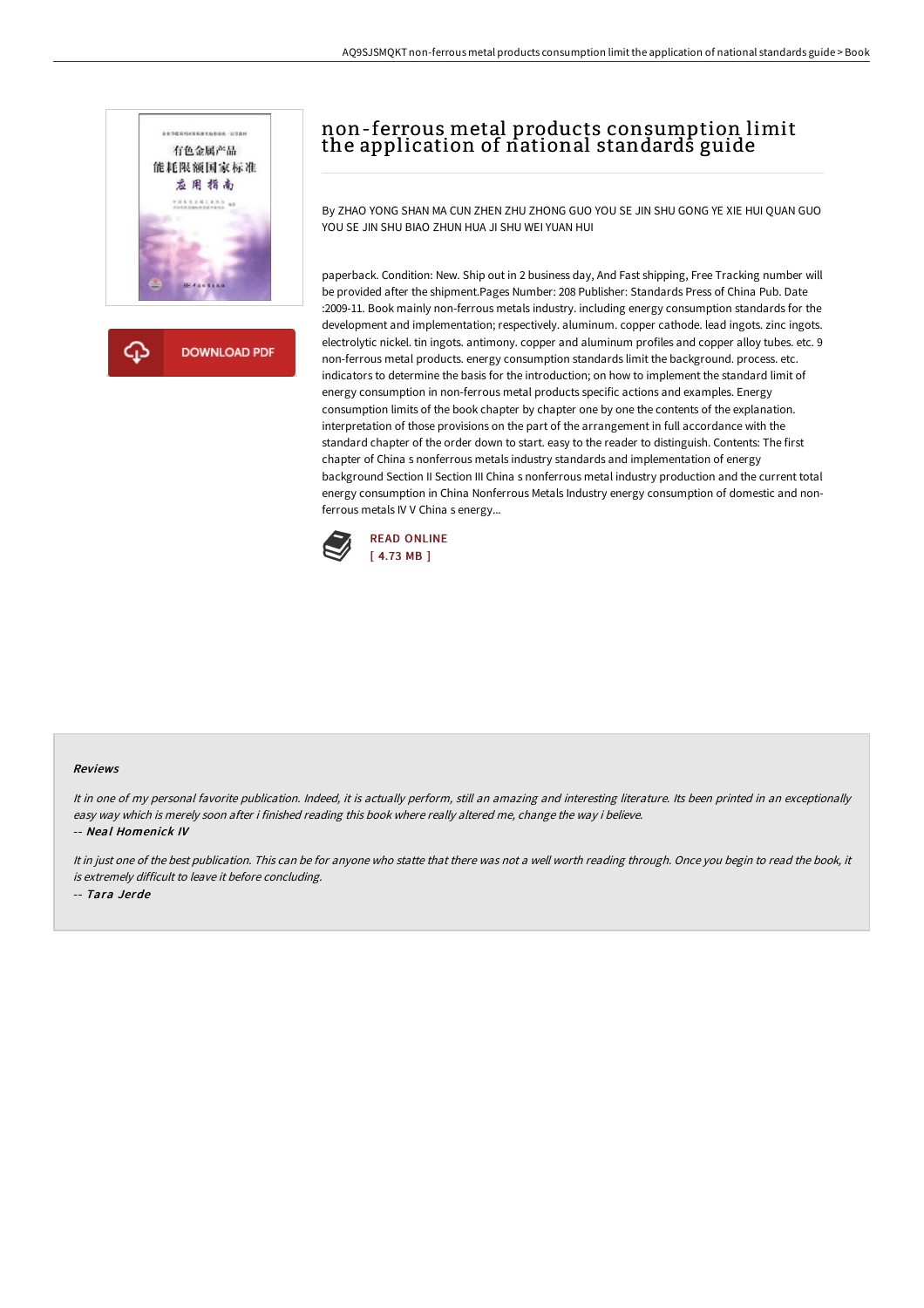# non-ferrous metal products consumption limit the application of national standards guide

By ZHAO YONG SHAN MA CUN ZHEN ZHU ZHONG GUO YOU SE JIN SHU GONG YE XIE HUI QUAN GUO YOU SE JIN SHU BIAO ZHUN HUA JI SHU WEI YUAN HUI

paperback. Condition: New. Ship out in 2 business day, And Fast shipping, Free Tracking number will be provided after the shipment.Pages Number: 208 Publisher: Standards Press of China Pub. Date :2009-11. Book mainly non-ferrous metals industry. including energy consumption standards for the development and implementation; respectively. aluminum. copper cathode. lead ingots. zinc ingots. electrolytic nickel. tin ingots. antimony. copper and aluminum profiles and copper alloy tubes. etc. 9 non-ferrous metal products. energy consumption standards limit the background. process. etc. indicators to determine the basis for the introduction; on how to implement the standard limit of energy consumption in non-ferrous metal products specific actions and examples. Energy consumption limits of the book chapter by chapter one by one the contents of the explanation. interpretation of those provisions on the part of the arrangement in full accordance with the standard chapter of the order down to start. easy to the reader to distinguish. Contents: The first chapter of China s nonferrous metals industry standards and implementation of energy background Section II Section III China s nonferrous metal industry production and the current total energy consumption in China Nonferrous Metals Industry energy consumption of domestic and non-ferrous metals IV V China s energy...

READ ONLINE
[ 4.73 MB ]

### Reviews

*It in one of my personal favorite publication. Indeed, it is actually perform, still an amazing and interesting literature. Its been printed in an exceptionally easy way which is merely soon after i finished reading this book where really altered me, change the way i believe.*

-- ***Neal Homenick IV***

*It in just one of the best publication. This can be for anyone who statte that there was not a well worth reading through. Once you begin to read the book, it is extremely difficult to leave it before concluding.*

-- ***Tara Jerde***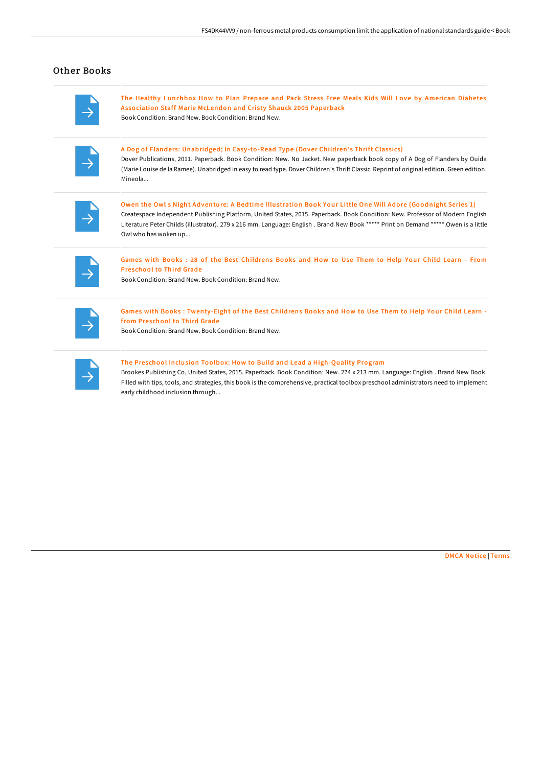## Other Books

**The Healthy Lunchbox How to Plan Prepare and Pack Stress Free Meals Kids Will Love by American Diabetes Association Staff Marie McLendon and Cristy Shauck 2005 Paperback**
Book Condition: Brand New. Book Condition: Brand New.

**A Dog of Flanders: Unabridged; In Easy-to-Read Type (Dover Children's Thrift Classics)**
Dover Publications, 2011. Paperback. Book Condition: New. No Jacket. New paperback book copy of A Dog of Flanders by Ouida (Marie Louise de la Ramee). Unabridged in easy to read type. Dover Children's Thrift Classic. Reprint of original edition. Green edition. Mineola...

**Owen the Owl s Night Adventure: A Bedtime Illustration Book Your Little One Will Adore (Goodnight Series 1)**
Createspace Independent Publishing Platform, United States, 2015. Paperback. Book Condition: New. Professor of Modern English Literature Peter Childs (illustrator). 279 x 216 mm. Language: English . Brand New Book ***** Print on Demand *****.Owen is a little Owl who has woken up...

**Games with Books : 28 of the Best Childrens Books and How to Use Them to Help Your Child Learn - From Preschool to Third Grade**
Book Condition: Brand New. Book Condition: Brand New.

**Games with Books : Twenty-Eight of the Best Childrens Books and How to Use Them to Help Your Child Learn - from Preschool to Third Grade**
Book Condition: Brand New. Book Condition: Brand New.

**The Preschool Inclusion Toolbox: How to Build and Lead a High-Quality Program**
Brookes Publishing Co, United States, 2015. Paperback. Book Condition: New. 274 x 213 mm. Language: English . Brand New Book. Filled with tips, tools, and strategies, this book is the comprehensive, practical toolbox preschool administrators need to implement early childhood inclusion through...

DMCA Notice | Terms